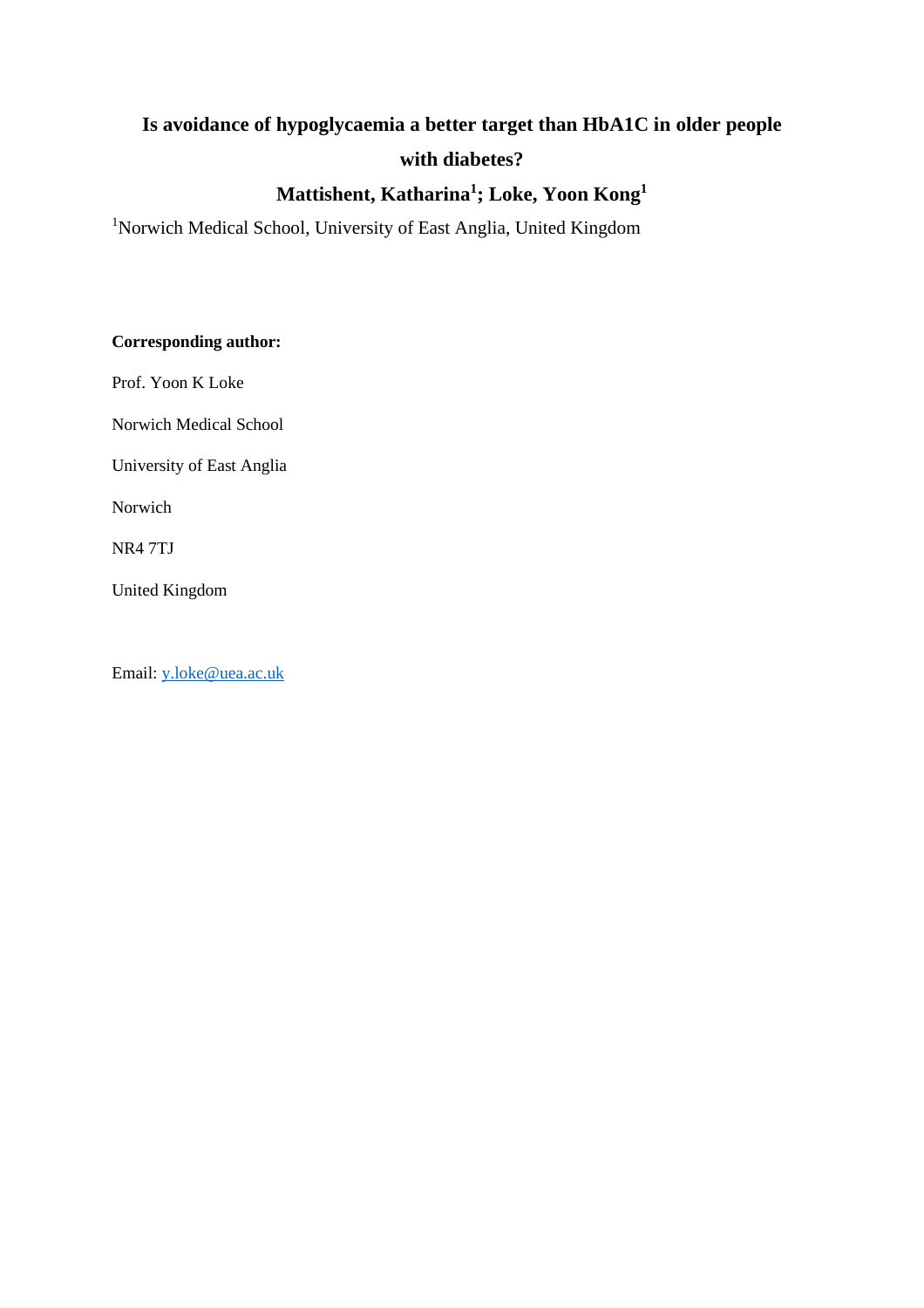# Is avoidance of hypoglycaemia a better target than HbA1C in older people with diabetes?

**Mattishent, Katharina[1]; Loke, Yoon Kong[1]**

[1]Norwich Medical School, University of East Anglia, United Kingdom

**Corresponding author:**

Prof. Yoon K Loke

Norwich Medical School

University of East Anglia

Norwich

NR4 7TJ

United Kingdom

Email: y.loke@uea.ac.uk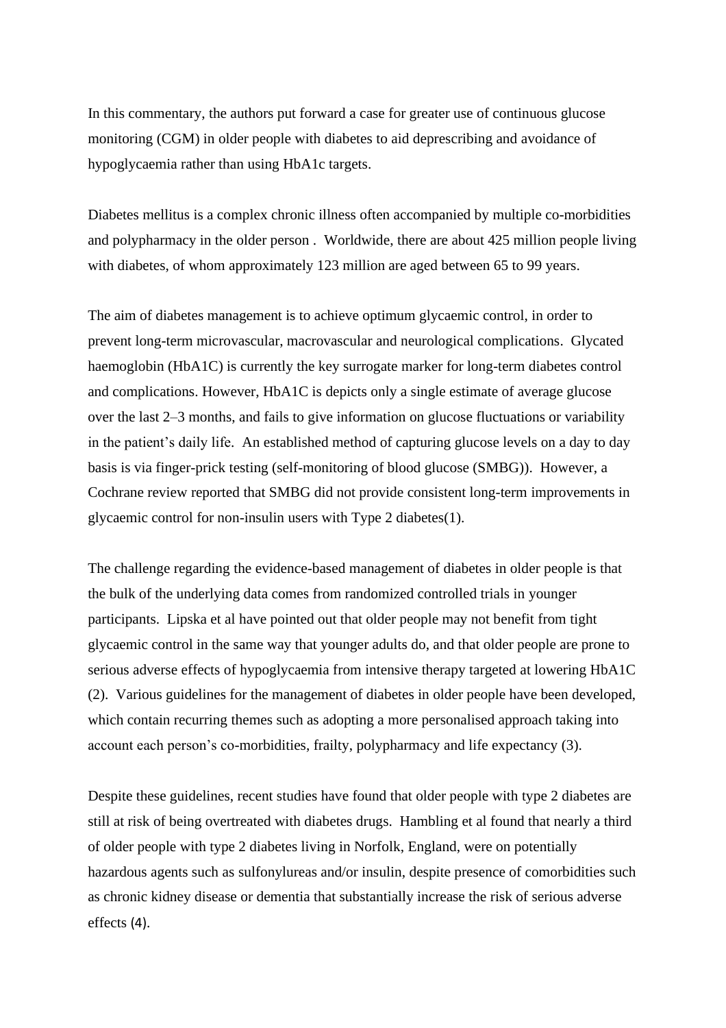In this commentary, the authors put forward a case for greater use of continuous glucose monitoring (CGM) in older people with diabetes to aid deprescribing and avoidance of hypoglycaemia rather than using HbA1c targets.

Diabetes mellitus is a complex chronic illness often accompanied by multiple co-morbidities and polypharmacy in the older person . Worldwide, there are about 425 million people living with diabetes, of whom approximately 123 million are aged between 65 to 99 years.

The aim of diabetes management is to achieve optimum glycaemic control, in order to prevent long-term microvascular, macrovascular and neurological complications. Glycated haemoglobin (HbA1C) is currently the key surrogate marker for long-term diabetes control and complications. However, HbA1C is depicts only a single estimate of average glucose over the last 2–3 months, and fails to give information on glucose fluctuations or variability in the patient's daily life. An established method of capturing glucose levels on a day to day basis is via finger-prick testing (self-monitoring of blood glucose (SMBG)). However, a Cochrane review reported that SMBG did not provide consistent long-term improvements in glycaemic control for non-insulin users with Type 2 diabetes(1).

The challenge regarding the evidence-based management of diabetes in older people is that the bulk of the underlying data comes from randomized controlled trials in younger participants. Lipska et al have pointed out that older people may not benefit from tight glycaemic control in the same way that younger adults do, and that older people are prone to serious adverse effects of hypoglycaemia from intensive therapy targeted at lowering HbA1C (2). Various guidelines for the management of diabetes in older people have been developed, which contain recurring themes such as adopting a more personalised approach taking into account each person's co-morbidities, frailty, polypharmacy and life expectancy (3).

Despite these guidelines, recent studies have found that older people with type 2 diabetes are still at risk of being overtreated with diabetes drugs. Hambling et al found that nearly a third of older people with type 2 diabetes living in Norfolk, England, were on potentially hazardous agents such as sulfonylureas and/or insulin, despite presence of comorbidities such as chronic kidney disease or dementia that substantially increase the risk of serious adverse effects (4).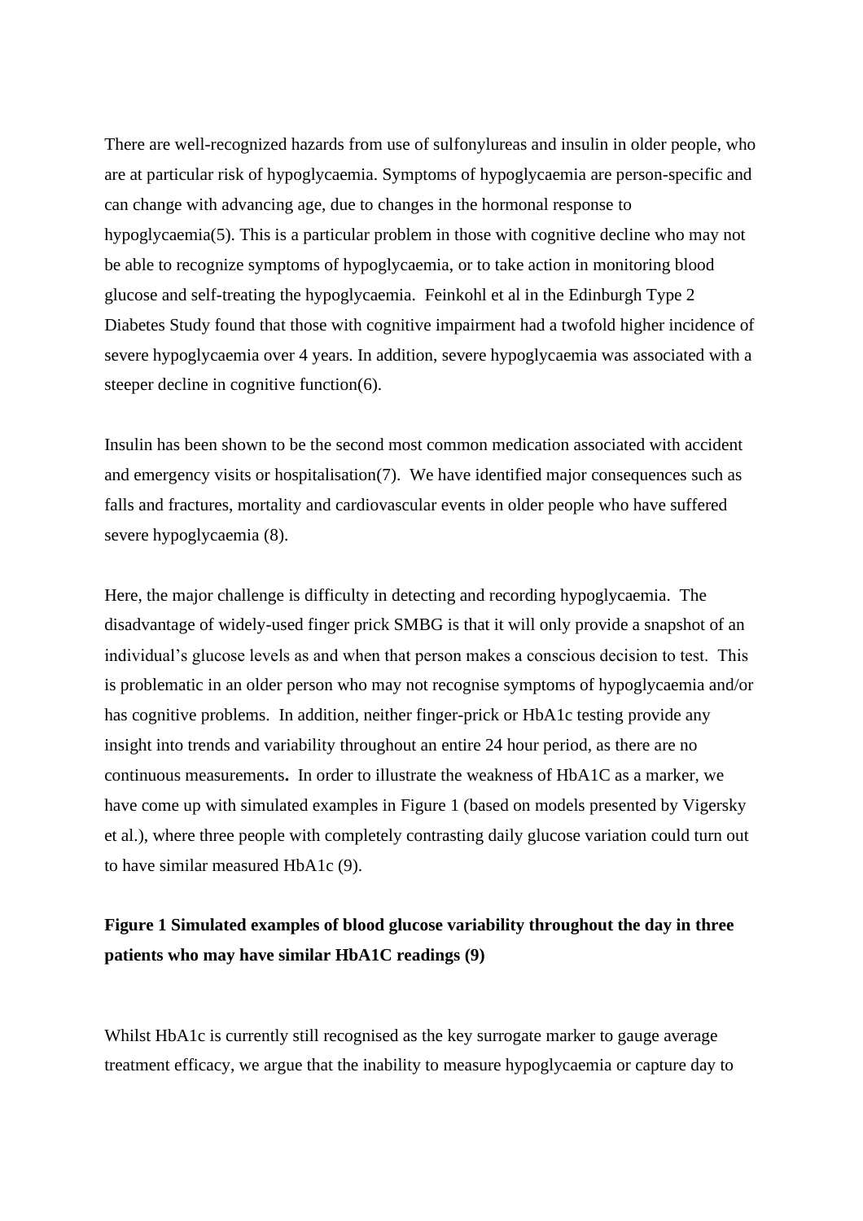There are well-recognized hazards from use of sulfonylureas and insulin in older people, who are at particular risk of hypoglycaemia. Symptoms of hypoglycaemia are person-specific and can change with advancing age, due to changes in the hormonal response to hypoglycaemia(5). This is a particular problem in those with cognitive decline who may not be able to recognize symptoms of hypoglycaemia, or to take action in monitoring blood glucose and self-treating the hypoglycaemia. Feinkohl et al in the Edinburgh Type 2 Diabetes Study found that those with cognitive impairment had a twofold higher incidence of severe hypoglycaemia over 4 years. In addition, severe hypoglycaemia was associated with a steeper decline in cognitive function(6).

Insulin has been shown to be the second most common medication associated with accident and emergency visits or hospitalisation(7). We have identified major consequences such as falls and fractures, mortality and cardiovascular events in older people who have suffered severe hypoglycaemia (8).

Here, the major challenge is difficulty in detecting and recording hypoglycaemia. The disadvantage of widely-used finger prick SMBG is that it will only provide a snapshot of an individual's glucose levels as and when that person makes a conscious decision to test. This is problematic in an older person who may not recognise symptoms of hypoglycaemia and/or has cognitive problems. In addition, neither finger-prick or HbA1c testing provide any insight into trends and variability throughout an entire 24 hour period, as there are no continuous measurements**.** In order to illustrate the weakness of HbA1C as a marker, we have come up with simulated examples in Figure 1 (based on models presented by Vigersky et al.), where three people with completely contrasting daily glucose variation could turn out to have similar measured HbA1c (9).

**Figure 1 Simulated examples of blood glucose variability throughout the day in three patients who may have similar HbA1C readings (9)**

Whilst HbA1c is currently still recognised as the key surrogate marker to gauge average treatment efficacy, we argue that the inability to measure hypoglycaemia or capture day to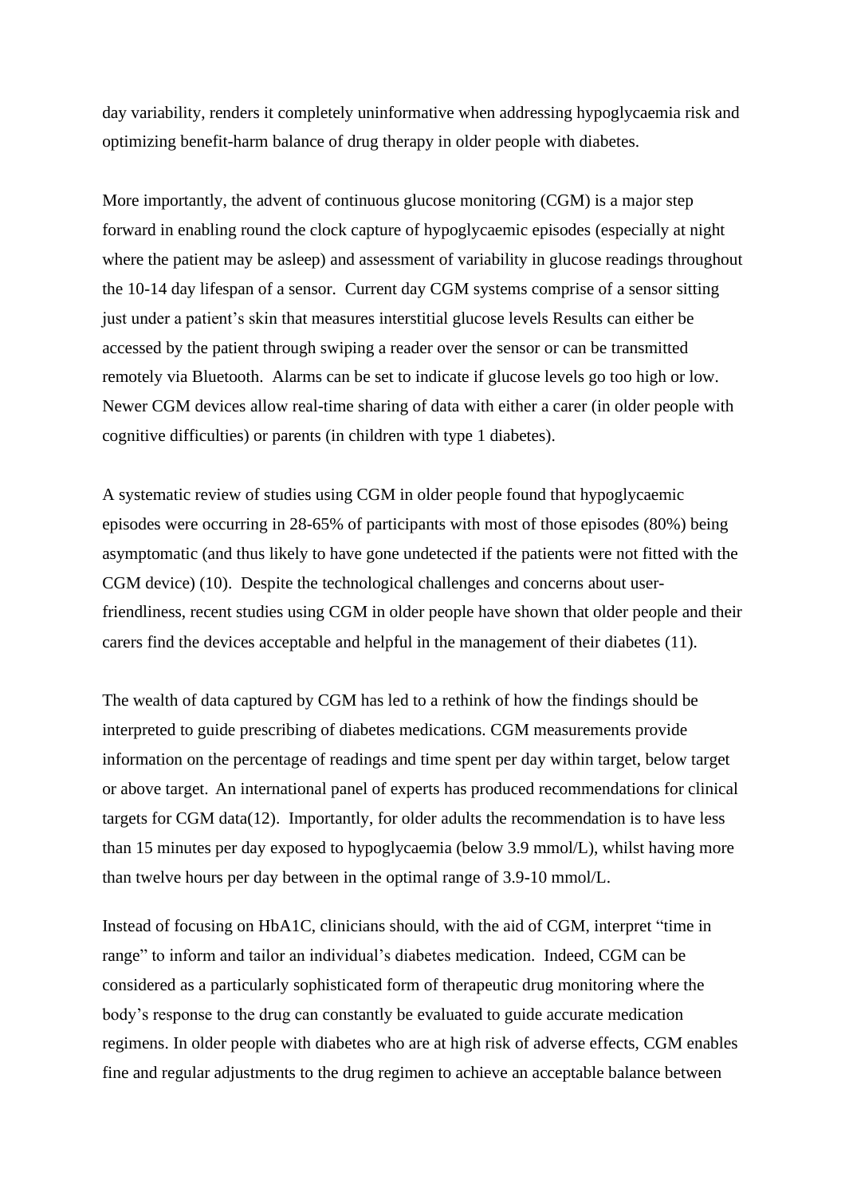day variability, renders it completely uninformative when addressing hypoglycaemia risk and optimizing benefit-harm balance of drug therapy in older people with diabetes.

More importantly, the advent of continuous glucose monitoring (CGM) is a major step forward in enabling round the clock capture of hypoglycaemic episodes (especially at night where the patient may be asleep) and assessment of variability in glucose readings throughout the 10-14 day lifespan of a sensor. Current day CGM systems comprise of a sensor sitting just under a patient's skin that measures interstitial glucose levels Results can either be accessed by the patient through swiping a reader over the sensor or can be transmitted remotely via Bluetooth. Alarms can be set to indicate if glucose levels go too high or low. Newer CGM devices allow real-time sharing of data with either a carer (in older people with cognitive difficulties) or parents (in children with type 1 diabetes).

A systematic review of studies using CGM in older people found that hypoglycaemic episodes were occurring in 28-65% of participants with most of those episodes (80%) being asymptomatic (and thus likely to have gone undetected if the patients were not fitted with the CGM device) (10). Despite the technological challenges and concerns about user-friendliness, recent studies using CGM in older people have shown that older people and their carers find the devices acceptable and helpful in the management of their diabetes (11).

The wealth of data captured by CGM has led to a rethink of how the findings should be interpreted to guide prescribing of diabetes medications. CGM measurements provide information on the percentage of readings and time spent per day within target, below target or above target. An international panel of experts has produced recommendations for clinical targets for CGM data(12). Importantly, for older adults the recommendation is to have less than 15 minutes per day exposed to hypoglycaemia (below 3.9 mmol/L), whilst having more than twelve hours per day between in the optimal range of 3.9-10 mmol/L.

Instead of focusing on HbA1C, clinicians should, with the aid of CGM, interpret "time in range" to inform and tailor an individual's diabetes medication. Indeed, CGM can be considered as a particularly sophisticated form of therapeutic drug monitoring where the body's response to the drug can constantly be evaluated to guide accurate medication regimens. In older people with diabetes who are at high risk of adverse effects, CGM enables fine and regular adjustments to the drug regimen to achieve an acceptable balance between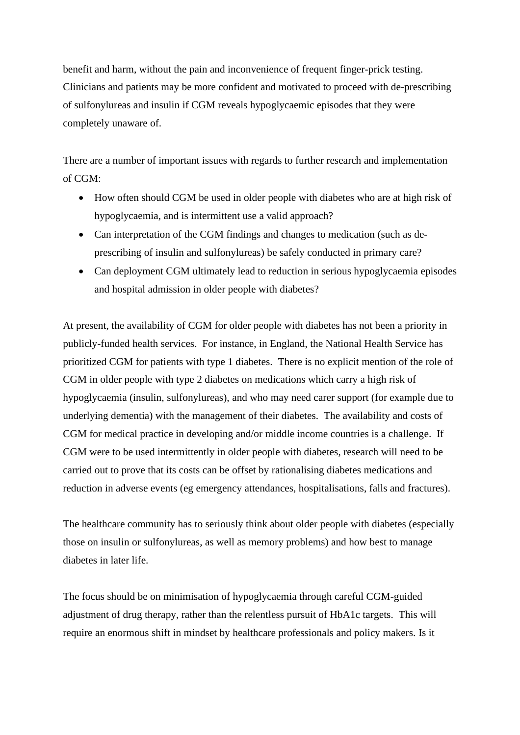benefit and harm, without the pain and inconvenience of frequent finger-prick testing. Clinicians and patients may be more confident and motivated to proceed with de-prescribing of sulfonylureas and insulin if CGM reveals hypoglycaemic episodes that they were completely unaware of.

There are a number of important issues with regards to further research and implementation of CGM:

- How often should CGM be used in older people with diabetes who are at high risk of hypoglycaemia, and is intermittent use a valid approach?
- Can interpretation of the CGM findings and changes to medication (such as de-prescribing of insulin and sulfonylureas) be safely conducted in primary care?
- Can deployment CGM ultimately lead to reduction in serious hypoglycaemia episodes and hospital admission in older people with diabetes?

At present, the availability of CGM for older people with diabetes has not been a priority in publicly-funded health services. For instance, in England, the National Health Service has prioritized CGM for patients with type 1 diabetes. There is no explicit mention of the role of CGM in older people with type 2 diabetes on medications which carry a high risk of hypoglycaemia (insulin, sulfonylureas), and who may need carer support (for example due to underlying dementia) with the management of their diabetes. The availability and costs of CGM for medical practice in developing and/or middle income countries is a challenge. If CGM were to be used intermittently in older people with diabetes, research will need to be carried out to prove that its costs can be offset by rationalising diabetes medications and reduction in adverse events (eg emergency attendances, hospitalisations, falls and fractures).

The healthcare community has to seriously think about older people with diabetes (especially those on insulin or sulfonylureas, as well as memory problems) and how best to manage diabetes in later life.

The focus should be on minimisation of hypoglycaemia through careful CGM-guided adjustment of drug therapy, rather than the relentless pursuit of HbA1c targets. This will require an enormous shift in mindset by healthcare professionals and policy makers. Is it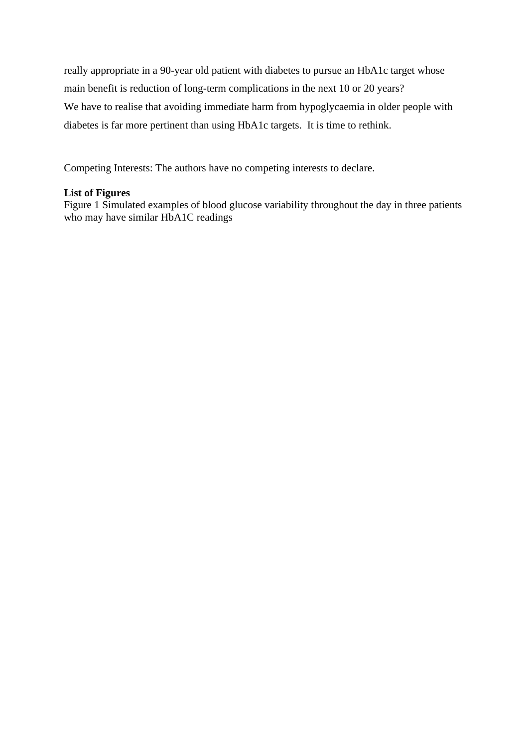really appropriate in a 90-year old patient with diabetes to pursue an HbA1c target whose main benefit is reduction of long-term complications in the next 10 or 20 years?

We have to realise that avoiding immediate harm from hypoglycaemia in older people with diabetes is far more pertinent than using HbA1c targets. It is time to rethink.

Competing Interests: The authors have no competing interests to declare.

**List of Figures**

Figure 1 Simulated examples of blood glucose variability throughout the day in three patients who may have similar HbA1C readings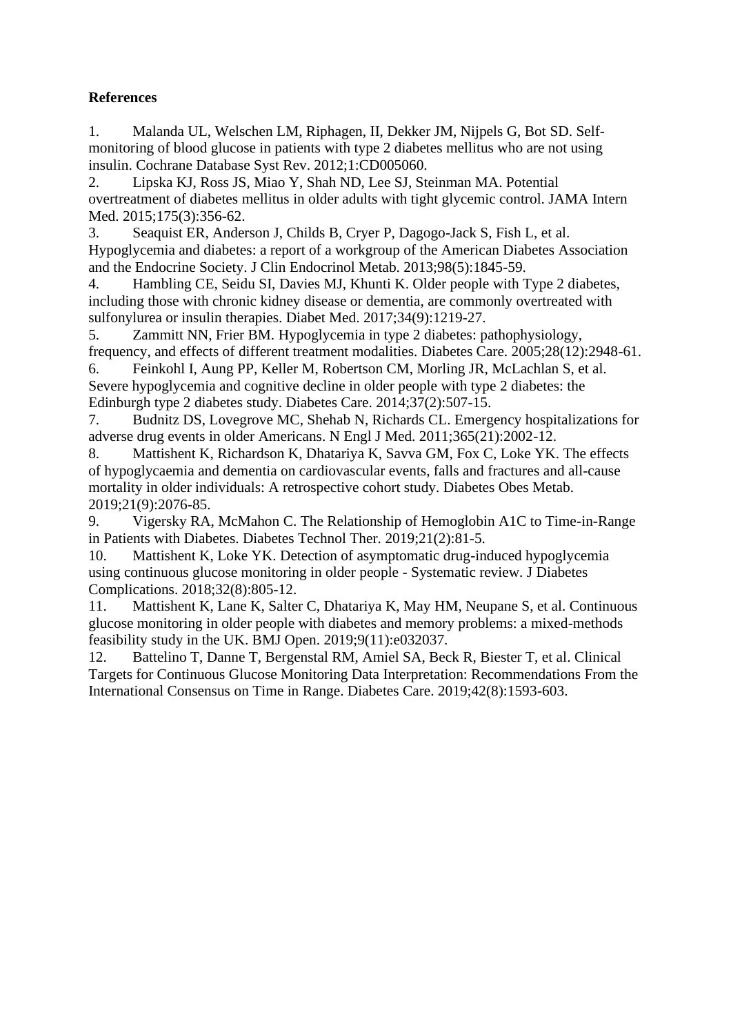**References**

1. Malanda UL, Welschen LM, Riphagen, II, Dekker JM, Nijpels G, Bot SD. Self-monitoring of blood glucose in patients with type 2 diabetes mellitus who are not using insulin. Cochrane Database Syst Rev. 2012;1:CD005060.
2. Lipska KJ, Ross JS, Miao Y, Shah ND, Lee SJ, Steinman MA. Potential overtreatment of diabetes mellitus in older adults with tight glycemic control. JAMA Intern Med. 2015;175(3):356-62.
3. Seaquist ER, Anderson J, Childs B, Cryer P, Dagogo-Jack S, Fish L, et al. Hypoglycemia and diabetes: a report of a workgroup of the American Diabetes Association and the Endocrine Society. J Clin Endocrinol Metab. 2013;98(5):1845-59.
4. Hambling CE, Seidu SI, Davies MJ, Khunti K. Older people with Type 2 diabetes, including those with chronic kidney disease or dementia, are commonly overtreated with sulfonylurea or insulin therapies. Diabet Med. 2017;34(9):1219-27.
5. Zammitt NN, Frier BM. Hypoglycemia in type 2 diabetes: pathophysiology, frequency, and effects of different treatment modalities. Diabetes Care. 2005;28(12):2948-61.
6. Feinkohl I, Aung PP, Keller M, Robertson CM, Morling JR, McLachlan S, et al. Severe hypoglycemia and cognitive decline in older people with type 2 diabetes: the Edinburgh type 2 diabetes study. Diabetes Care. 2014;37(2):507-15.
7. Budnitz DS, Lovegrove MC, Shehab N, Richards CL. Emergency hospitalizations for adverse drug events in older Americans. N Engl J Med. 2011;365(21):2002-12.
8. Mattishent K, Richardson K, Dhatariya K, Savva GM, Fox C, Loke YK. The effects of hypoglycaemia and dementia on cardiovascular events, falls and fractures and all-cause mortality in older individuals: A retrospective cohort study. Diabetes Obes Metab. 2019;21(9):2076-85.
9. Vigersky RA, McMahon C. The Relationship of Hemoglobin A1C to Time-in-Range in Patients with Diabetes. Diabetes Technol Ther. 2019;21(2):81-5.
10. Mattishent K, Loke YK. Detection of asymptomatic drug-induced hypoglycemia using continuous glucose monitoring in older people - Systematic review. J Diabetes Complications. 2018;32(8):805-12.
11. Mattishent K, Lane K, Salter C, Dhatariya K, May HM, Neupane S, et al. Continuous glucose monitoring in older people with diabetes and memory problems: a mixed-methods feasibility study in the UK. BMJ Open. 2019;9(11):e032037.
12. Battelino T, Danne T, Bergenstal RM, Amiel SA, Beck R, Biester T, et al. Clinical Targets for Continuous Glucose Monitoring Data Interpretation: Recommendations From the International Consensus on Time in Range. Diabetes Care. 2019;42(8):1593-603.